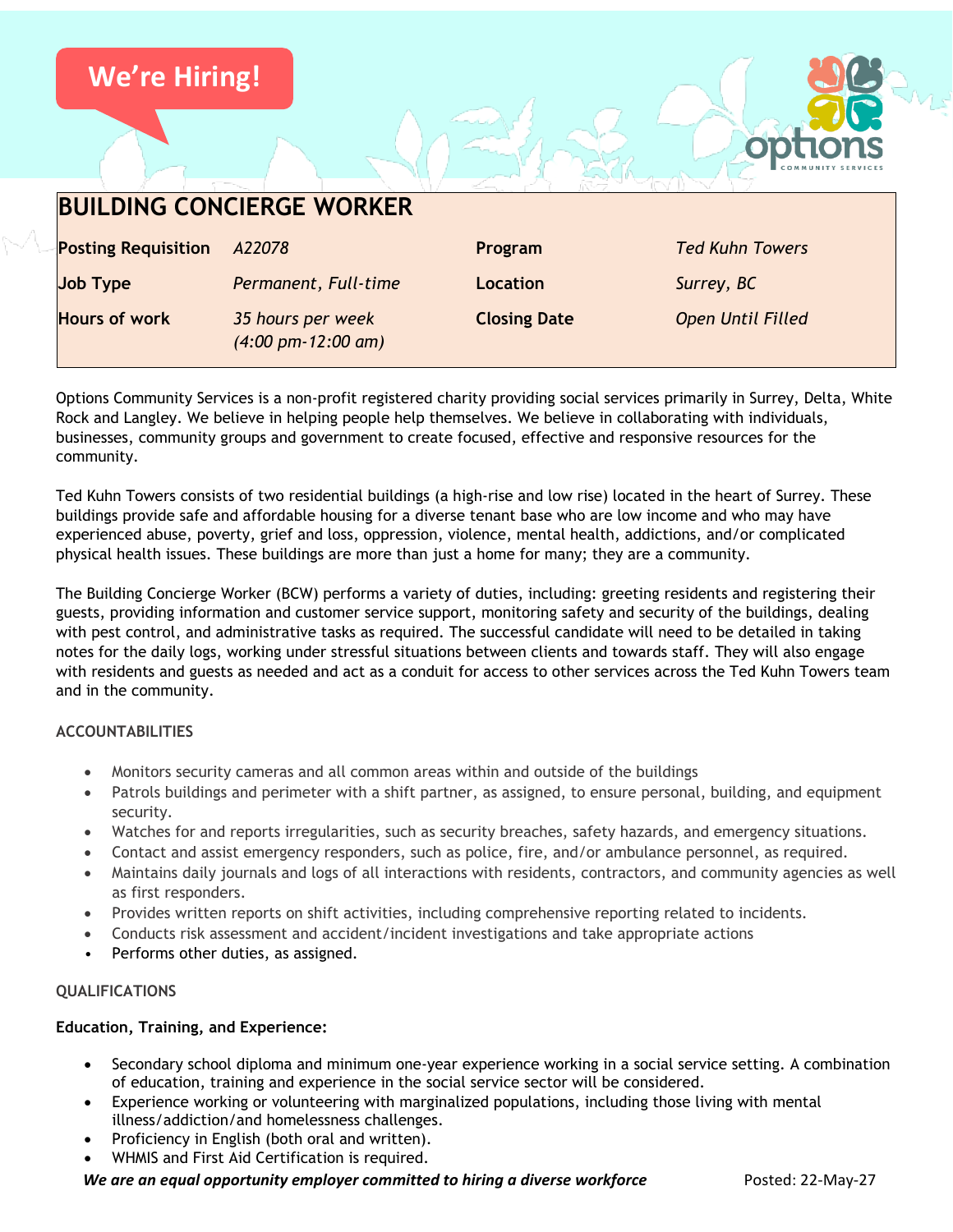We're Hiring!

# BUILDING CONCIERGE WORKER

| **Posting Requisition** | *A22078* | **Program** | *Ted Kuhn Towers* |
|---|---|---|---|
| **Job Type** | *Permanent, Full-time* | **Location** | *Surrey, BC* |
| **Hours of work** | *35 hours per week (4:00 pm-12:00 am)* | **Closing Date** | *Open Until Filled* |

Options Community Services is a non-profit registered charity providing social services primarily in Surrey, Delta, White Rock and Langley. We believe in helping people help themselves. We believe in collaborating with individuals, businesses, community groups and government to create focused, effective and responsive resources for the community.

Ted Kuhn Towers consists of two residential buildings (a high-rise and low rise) located in the heart of Surrey. These buildings provide safe and affordable housing for a diverse tenant base who are low income and who may have experienced abuse, poverty, grief and loss, oppression, violence, mental health, addictions, and/or complicated physical health issues. These buildings are more than just a home for many; they are a community.

The Building Concierge Worker (BCW) performs a variety of duties, including: greeting residents and registering their guests, providing information and customer service support, monitoring safety and security of the buildings, dealing with pest control, and administrative tasks as required. The successful candidate will need to be detailed in taking notes for the daily logs, working under stressful situations between clients and towards staff. They will also engage with residents and guests as needed and act as a conduit for access to other services across the Ted Kuhn Towers team and in the community.

### ACCOUNTABILITIES

- Monitors security cameras and all common areas within and outside of the buildings
- Patrols buildings and perimeter with a shift partner, as assigned, to ensure personal, building, and equipment security.
- Watches for and reports irregularities, such as security breaches, safety hazards, and emergency situations.
- Contact and assist emergency responders, such as police, fire, and/or ambulance personnel, as required.
- Maintains daily journals and logs of all interactions with residents, contractors, and community agencies as well as first responders.
- Provides written reports on shift activities, including comprehensive reporting related to incidents.
- Conducts risk assessment and accident/incident investigations and take appropriate actions
- Performs other duties, as assigned.

### QUALIFICATIONS

**Education, Training, and Experience:**

- Secondary school diploma and minimum one-year experience working in a social service setting. A combination of education, training and experience in the social service sector will be considered.
- Experience working or volunteering with marginalized populations, including those living with mental illness/addiction/and homelessness challenges.
- Proficiency in English (both oral and written).
- WHMIS and First Aid Certification is required.

***We are an equal opportunity employer committed to hiring a diverse workforce***

Posted: 22-May-27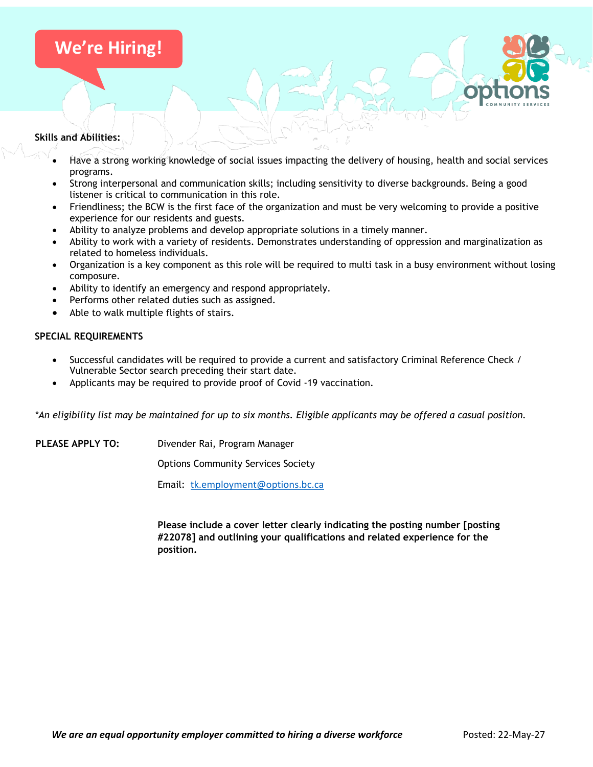**We're Hiring!**

**Skills and Abilities:**

- Have a strong working knowledge of social issues impacting the delivery of housing, health and social services programs.
- Strong interpersonal and communication skills; including sensitivity to diverse backgrounds. Being a good listener is critical to communication in this role.
- Friendliness; the BCW is the first face of the organization and must be very welcoming to provide a positive experience for our residents and guests.
- Ability to analyze problems and develop appropriate solutions in a timely manner.
- Ability to work with a variety of residents. Demonstrates understanding of oppression and marginalization as related to homeless individuals.
- Organization is a key component as this role will be required to multi task in a busy environment without losing composure.
- Ability to identify an emergency and respond appropriately.
- Performs other related duties such as assigned.
- Able to walk multiple flights of stairs.

**SPECIAL REQUIREMENTS**

- Successful candidates will be required to provide a current and satisfactory Criminal Reference Check / Vulnerable Sector search preceding their start date.
- Applicants may be required to provide proof of Covid -19 vaccination.

*\*An eligibility list may be maintained for up to six months. Eligible applicants may be offered a casual position.*

**PLEASE APPLY TO:** Divender Rai, Program Manager

Options Community Services Society

Email: tk.employment@options.bc.ca

**Please include a cover letter clearly indicating the posting number [posting #22078] and outlining your qualifications and related experience for the position.**

***We are an equal opportunity employer committed to hiring a diverse workforce***

Posted: 22-May-27